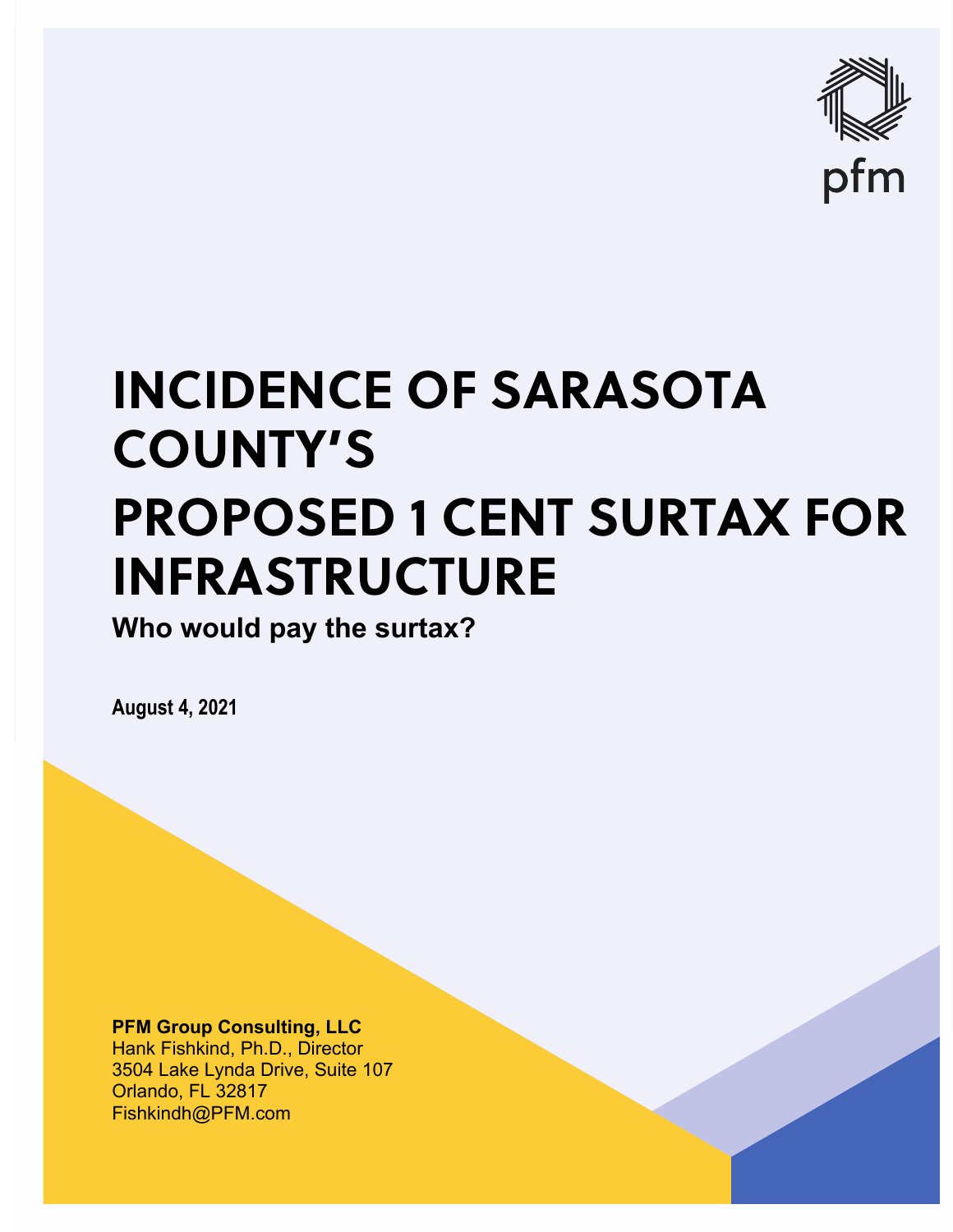pfm

# INCIDENCE OF SARASOTA COUNTY'S PROPOSED 1 CENT SURTAX FOR INFRASTRUCTURE

**Who would pay the surtax?**

**August 4, 2021**

**PFM Group Consulting, LLC**
Hank Fishkind, Ph.D., Director
3504 Lake Lynda Drive, Suite 107
Orlando, FL 32817
Fishkindh@PFM.com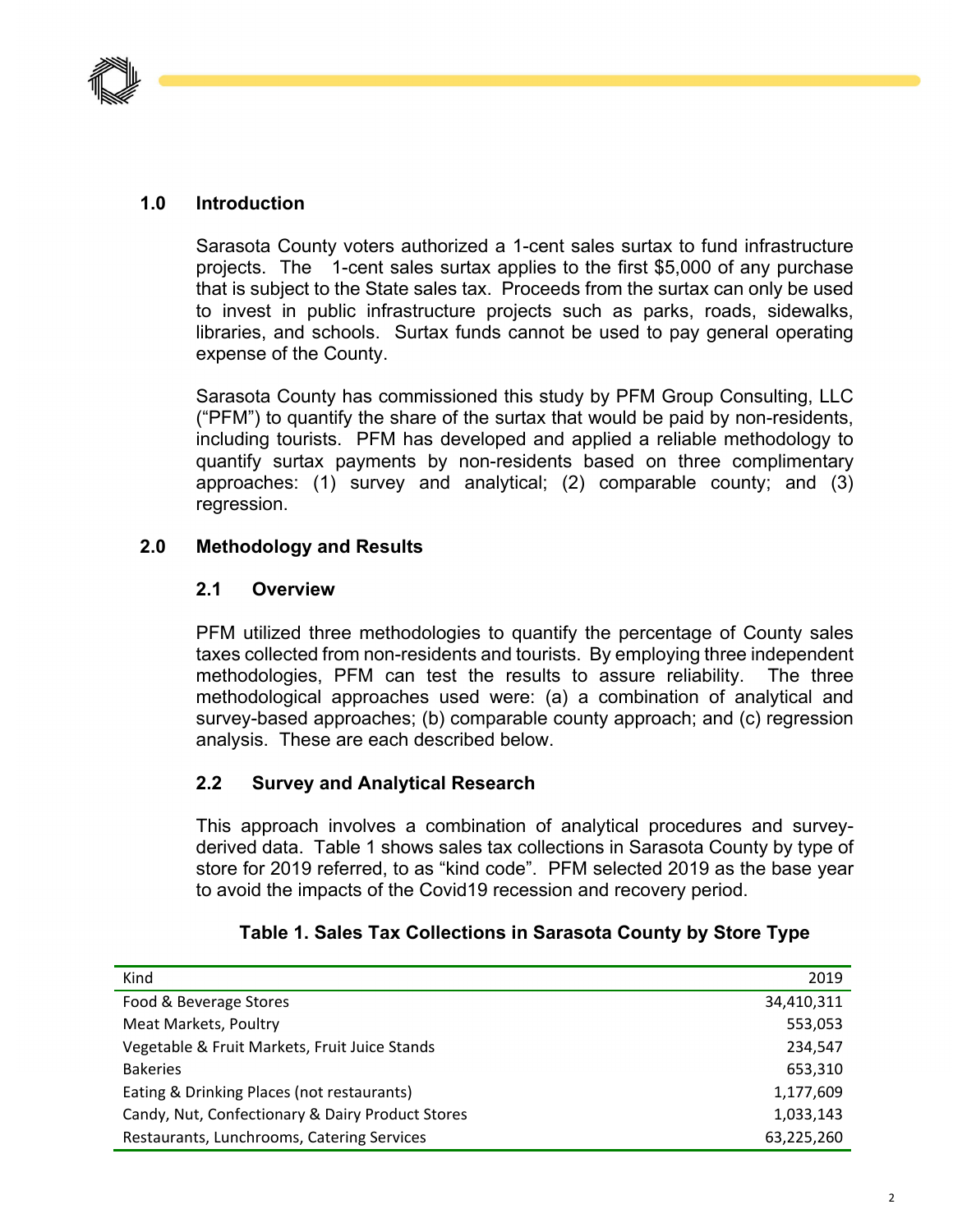## 1.0 Introduction

Sarasota County voters authorized a 1-cent sales surtax to fund infrastructure projects. The 1-cent sales surtax applies to the first $5,000 of any purchase that is subject to the State sales tax. Proceeds from the surtax can only be used to invest in public infrastructure projects such as parks, roads, sidewalks, libraries, and schools. Surtax funds cannot be used to pay general operating expense of the County.

Sarasota County has commissioned this study by PFM Group Consulting, LLC ("PFM") to quantify the share of the surtax that would be paid by non-residents, including tourists. PFM has developed and applied a reliable methodology to quantify surtax payments by non-residents based on three complimentary approaches: (1) survey and analytical; (2) comparable county; and (3) regression.

## 2.0 Methodology and Results

### 2.1 Overview

PFM utilized three methodologies to quantify the percentage of County sales taxes collected from non-residents and tourists. By employing three independent methodologies, PFM can test the results to assure reliability. The three methodological approaches used were: (a) a combination of analytical and survey-based approaches; (b) comparable county approach; and (c) regression analysis. These are each described below.

### 2.2 Survey and Analytical Research

This approach involves a combination of analytical procedures and survey-derived data. Table 1 shows sales tax collections in Sarasota County by type of store for 2019 referred, to as "kind code". PFM selected 2019 as the base year to avoid the impacts of the Covid19 recession and recovery period.

**Table 1. Sales Tax Collections in Sarasota County by Store Type**

| Kind | 2019 |
|---|---:|
| Food & Beverage Stores | 34,410,311 |
| Meat Markets, Poultry | 553,053 |
| Vegetable & Fruit Markets, Fruit Juice Stands | 234,547 |
| Bakeries | 653,310 |
| Eating & Drinking Places (not restaurants) | 1,177,609 |
| Candy, Nut, Confectionary & Dairy Product Stores | 1,033,143 |
| Restaurants, Lunchrooms, Catering Services | 63,225,260 |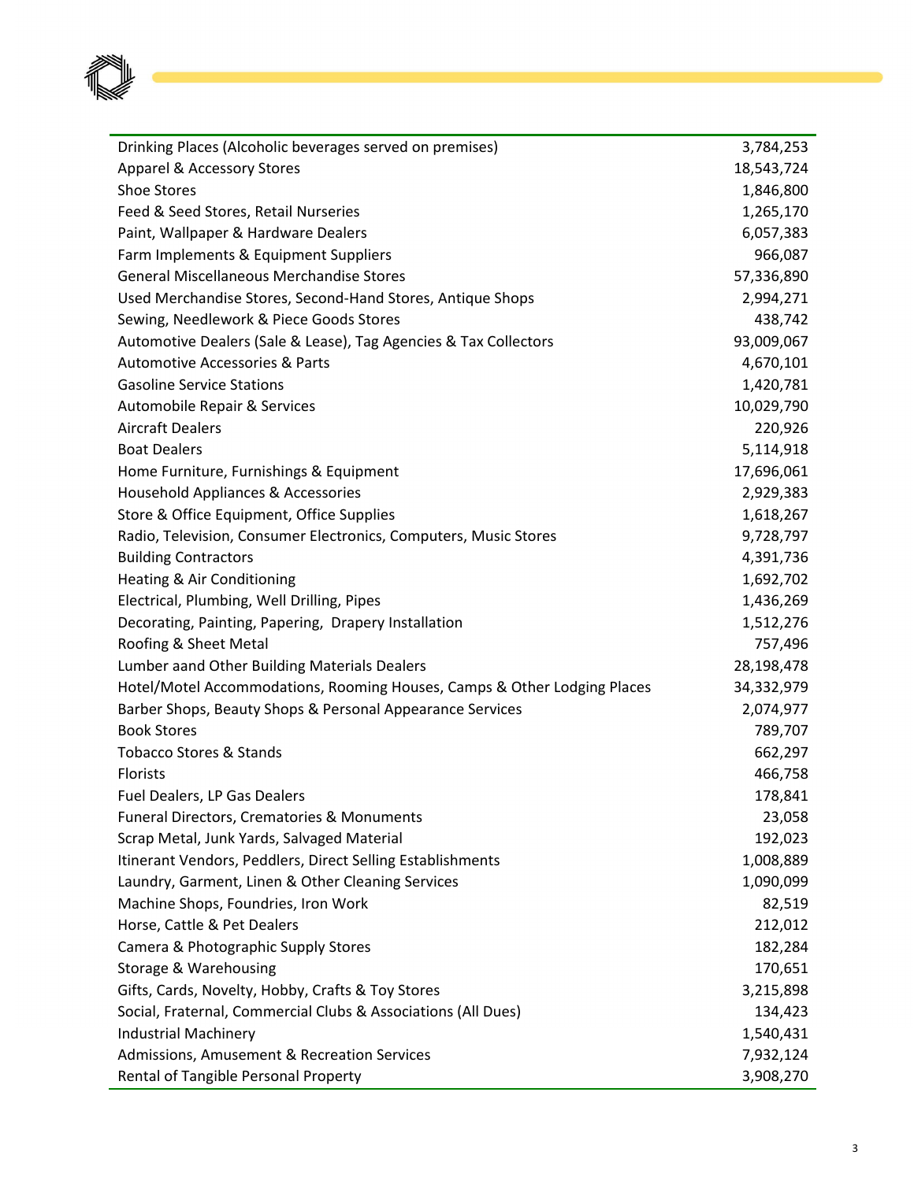| | |
|---|---|
| Drinking Places (Alcoholic beverages served on premises) | 3,784,253 |
| Apparel & Accessory Stores | 18,543,724 |
| Shoe Stores | 1,846,800 |
| Feed & Seed Stores, Retail Nurseries | 1,265,170 |
| Paint, Wallpaper & Hardware Dealers | 6,057,383 |
| Farm Implements & Equipment Suppliers | 966,087 |
| General Miscellaneous Merchandise Stores | 57,336,890 |
| Used Merchandise Stores, Second-Hand Stores, Antique Shops | 2,994,271 |
| Sewing, Needlework & Piece Goods Stores | 438,742 |
| Automotive Dealers (Sale & Lease), Tag Agencies & Tax Collectors | 93,009,067 |
| Automotive Accessories & Parts | 4,670,101 |
| Gasoline Service Stations | 1,420,781 |
| Automobile Repair & Services | 10,029,790 |
| Aircraft Dealers | 220,926 |
| Boat Dealers | 5,114,918 |
| Home Furniture, Furnishings & Equipment | 17,696,061 |
| Household Appliances & Accessories | 2,929,383 |
| Store & Office Equipment, Office Supplies | 1,618,267 |
| Radio, Television, Consumer Electronics, Computers, Music Stores | 9,728,797 |
| Building Contractors | 4,391,736 |
| Heating & Air Conditioning | 1,692,702 |
| Electrical, Plumbing, Well Drilling, Pipes | 1,436,269 |
| Decorating, Painting, Papering, Drapery Installation | 1,512,276 |
| Roofing & Sheet Metal | 757,496 |
| Lumber aand Other Building Materials Dealers | 28,198,478 |
| Hotel/Motel Accommodations, Rooming Houses, Camps & Other Lodging Places | 34,332,979 |
| Barber Shops, Beauty Shops & Personal Appearance Services | 2,074,977 |
| Book Stores | 789,707 |
| Tobacco Stores & Stands | 662,297 |
| Florists | 466,758 |
| Fuel Dealers, LP Gas Dealers | 178,841 |
| Funeral Directors, Crematories & Monuments | 23,058 |
| Scrap Metal, Junk Yards, Salvaged Material | 192,023 |
| Itinerant Vendors, Peddlers, Direct Selling Establishments | 1,008,889 |
| Laundry, Garment, Linen & Other Cleaning Services | 1,090,099 |
| Machine Shops, Foundries, Iron Work | 82,519 |
| Horse, Cattle & Pet Dealers | 212,012 |
| Camera & Photographic Supply Stores | 182,284 |
| Storage & Warehousing | 170,651 |
| Gifts, Cards, Novelty, Hobby, Crafts & Toy Stores | 3,215,898 |
| Social, Fraternal, Commercial Clubs & Associations (All Dues) | 134,423 |
| Industrial Machinery | 1,540,431 |
| Admissions, Amusement & Recreation Services | 7,932,124 |
| Rental of Tangible Personal Property | 3,908,270 |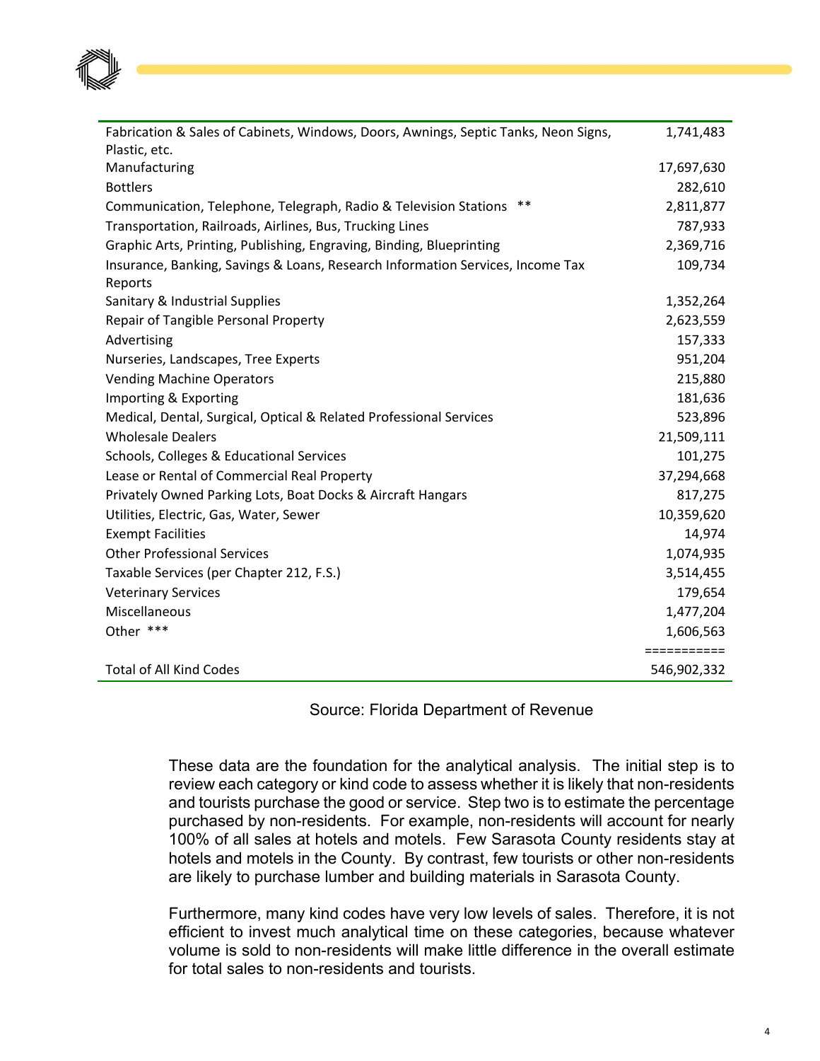| | |
|---|---|
| Fabrication & Sales of Cabinets, Windows, Doors, Awnings, Septic Tanks, Neon Signs, Plastic, etc. | 1,741,483 |
| Manufacturing | 17,697,630 |
| Bottlers | 282,610 |
| Communication, Telephone, Telegraph, Radio & Television Stations ** | 2,811,877 |
| Transportation, Railroads, Airlines, Bus, Trucking Lines | 787,933 |
| Graphic Arts, Printing, Publishing, Engraving, Binding, Blueprinting | 2,369,716 |
| Insurance, Banking, Savings & Loans, Research Information Services, Income Tax Reports | 109,734 |
| Sanitary & Industrial Supplies | 1,352,264 |
| Repair of Tangible Personal Property | 2,623,559 |
| Advertising | 157,333 |
| Nurseries, Landscapes, Tree Experts | 951,204 |
| Vending Machine Operators | 215,880 |
| Importing & Exporting | 181,636 |
| Medical, Dental, Surgical, Optical & Related Professional Services | 523,896 |
| Wholesale Dealers | 21,509,111 |
| Schools, Colleges & Educational Services | 101,275 |
| Lease or Rental of Commercial Real Property | 37,294,668 |
| Privately Owned Parking Lots, Boat Docks & Aircraft Hangars | 817,275 |
| Utilities, Electric, Gas, Water, Sewer | 10,359,620 |
| Exempt Facilities | 14,974 |
| Other Professional Services | 1,074,935 |
| Taxable Services (per Chapter 212, F.S.) | 3,514,455 |
| Veterinary Services | 179,654 |
| Miscellaneous | 1,477,204 |
| Other *** | 1,606,563 |
| | =========== |
| Total of All Kind Codes | 546,902,332 |

Source: Florida Department of Revenue

These data are the foundation for the analytical analysis. The initial step is to review each category or kind code to assess whether it is likely that non-residents and tourists purchase the good or service. Step two is to estimate the percentage purchased by non-residents. For example, non-residents will account for nearly 100% of all sales at hotels and motels. Few Sarasota County residents stay at hotels and motels in the County. By contrast, few tourists or other non-residents are likely to purchase lumber and building materials in Sarasota County.

Furthermore, many kind codes have very low levels of sales. Therefore, it is not efficient to invest much analytical time on these categories, because whatever volume is sold to non-residents will make little difference in the overall estimate for total sales to non-residents and tourists.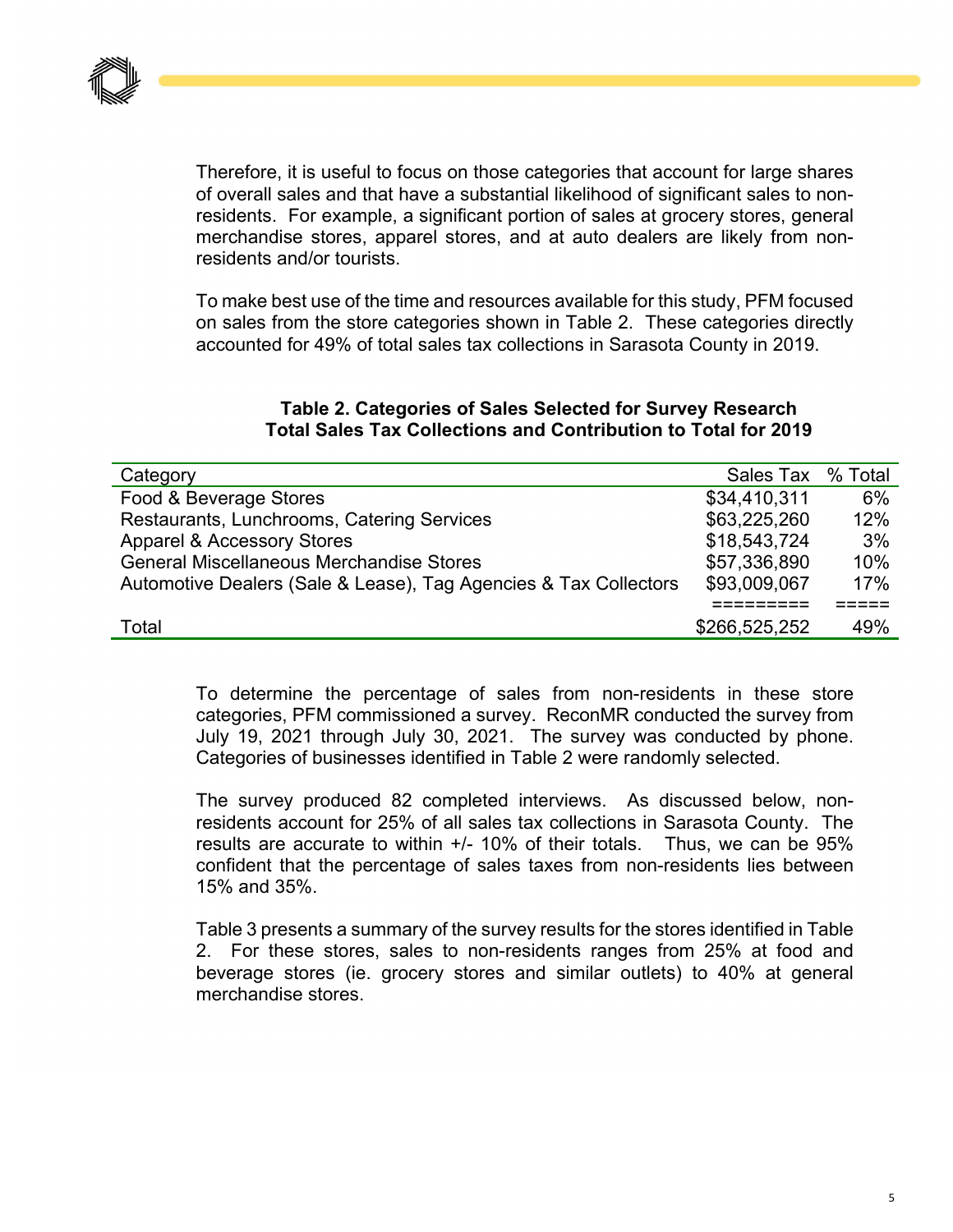Therefore, it is useful to focus on those categories that account for large shares of overall sales and that have a substantial likelihood of significant sales to non-residents. For example, a significant portion of sales at grocery stores, general merchandise stores, apparel stores, and at auto dealers are likely from non-residents and/or tourists.

To make best use of the time and resources available for this study, PFM focused on sales from the store categories shown in Table 2. These categories directly accounted for 49% of total sales tax collections in Sarasota County in 2019.

**Table 2. Categories of Sales Selected for Survey Research**
**Total Sales Tax Collections and Contribution to Total for 2019**

| Category | Sales Tax | % Total |
|---|---:|---:|
| Food & Beverage Stores | $34,410,311 | 6% |
| Restaurants, Lunchrooms, Catering Services | $63,225,260 | 12% |
| Apparel & Accessory Stores | $18,543,724 | 3% |
| General Miscellaneous Merchandise Stores | $57,336,890 | 10% |
| Automotive Dealers (Sale & Lease), Tag Agencies & Tax Collectors | $93,009,067 | 17% |
| Total | $266,525,252 | 49% |

To determine the percentage of sales from non-residents in these store categories, PFM commissioned a survey. ReconMR conducted the survey from July 19, 2021 through July 30, 2021. The survey was conducted by phone. Categories of businesses identified in Table 2 were randomly selected.

The survey produced 82 completed interviews. As discussed below, non-residents account for 25% of all sales tax collections in Sarasota County. The results are accurate to within +/- 10% of their totals. Thus, we can be 95% confident that the percentage of sales taxes from non-residents lies between 15% and 35%.

Table 3 presents a summary of the survey results for the stores identified in Table 2. For these stores, sales to non-residents ranges from 25% at food and beverage stores (ie. grocery stores and similar outlets) to 40% at general merchandise stores.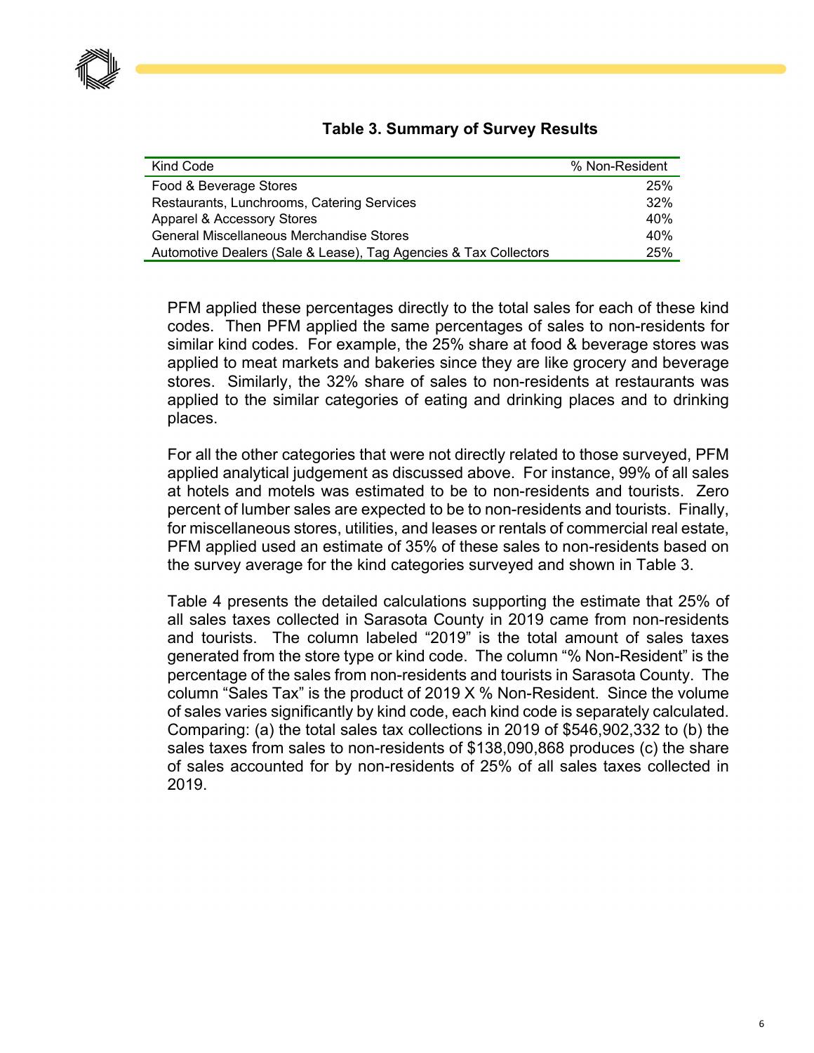**Table 3. Summary of Survey Results**

| Kind Code | % Non-Resident |
|---|---|
| Food & Beverage Stores | 25% |
| Restaurants, Lunchrooms, Catering Services | 32% |
| Apparel & Accessory Stores | 40% |
| General Miscellaneous Merchandise Stores | 40% |
| Automotive Dealers (Sale & Lease), Tag Agencies & Tax Collectors | 25% |

PFM applied these percentages directly to the total sales for each of these kind codes. Then PFM applied the same percentages of sales to non-residents for similar kind codes. For example, the 25% share at food & beverage stores was applied to meat markets and bakeries since they are like grocery and beverage stores. Similarly, the 32% share of sales to non-residents at restaurants was applied to the similar categories of eating and drinking places and to drinking places.

For all the other categories that were not directly related to those surveyed, PFM applied analytical judgement as discussed above. For instance, 99% of all sales at hotels and motels was estimated to be to non-residents and tourists. Zero percent of lumber sales are expected to be to non-residents and tourists. Finally, for miscellaneous stores, utilities, and leases or rentals of commercial real estate, PFM applied used an estimate of 35% of these sales to non-residents based on the survey average for the kind categories surveyed and shown in Table 3.

Table 4 presents the detailed calculations supporting the estimate that 25% of all sales taxes collected in Sarasota County in 2019 came from non-residents and tourists. The column labeled "2019" is the total amount of sales taxes generated from the store type or kind code. The column "% Non-Resident" is the percentage of the sales from non-residents and tourists in Sarasota County. The column "Sales Tax" is the product of 2019 X % Non-Resident. Since the volume of sales varies significantly by kind code, each kind code is separately calculated. Comparing: (a) the total sales tax collections in 2019 of $546,902,332 to (b) the sales taxes from sales to non-residents of $138,090,868 produces (c) the share of sales accounted for by non-residents of 25% of all sales taxes collected in 2019.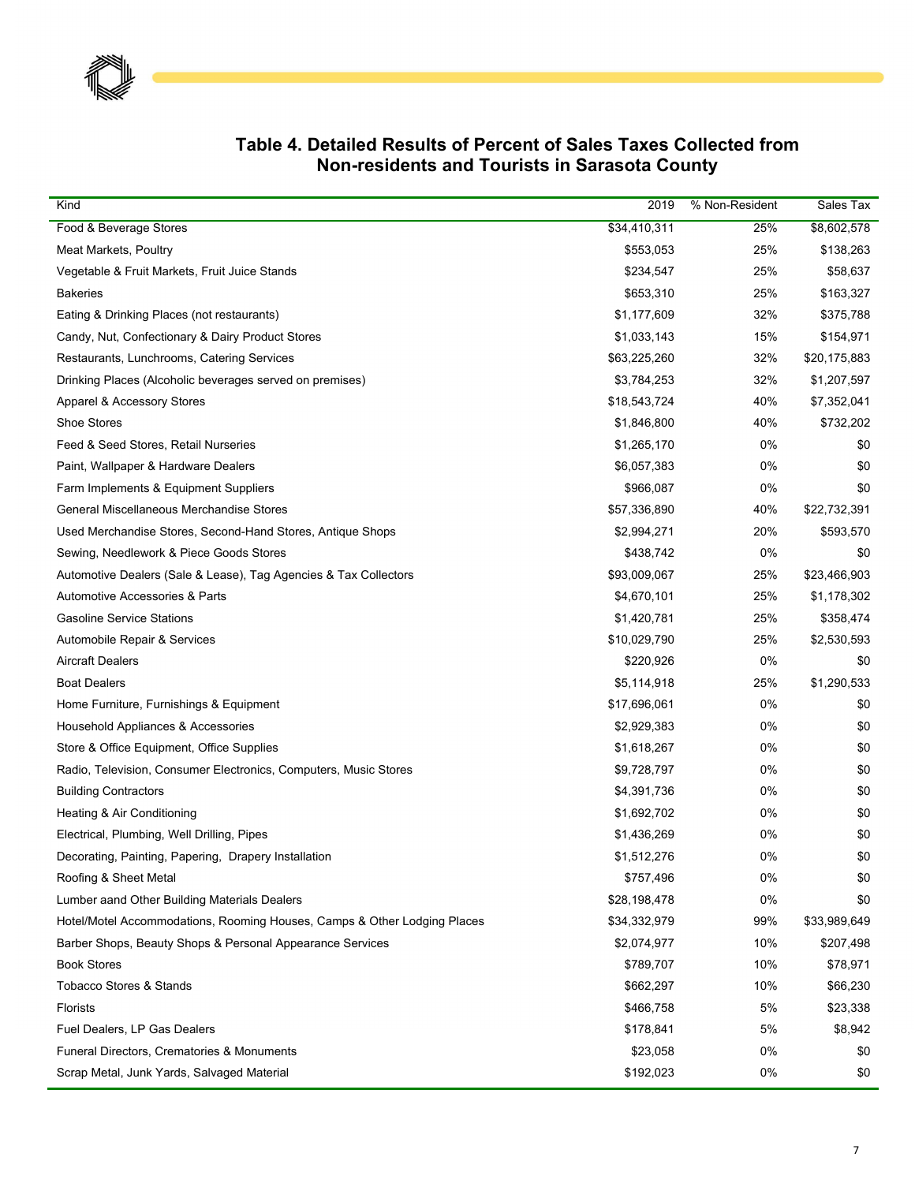## Table 4. Detailed Results of Percent of Sales Taxes Collected from Non-residents and Tourists in Sarasota County

| Kind | 2019 | % Non-Resident | Sales Tax |
|---|---|---|---|
| Food & Beverage Stores | $34,410,311 | 25% | $8,602,578 |
| Meat Markets, Poultry | $553,053 | 25% | $138,263 |
| Vegetable & Fruit Markets, Fruit Juice Stands | $234,547 | 25% | $58,637 |
| Bakeries | $653,310 | 25% | $163,327 |
| Eating & Drinking Places (not restaurants) | $1,177,609 | 32% | $375,788 |
| Candy, Nut, Confectionary & Dairy Product Stores | $1,033,143 | 15% | $154,971 |
| Restaurants, Lunchrooms, Catering Services | $63,225,260 | 32% | $20,175,883 |
| Drinking Places (Alcoholic beverages served on premises) | $3,784,253 | 32% | $1,207,597 |
| Apparel & Accessory Stores | $18,543,724 | 40% | $7,352,041 |
| Shoe Stores | $1,846,800 | 40% | $732,202 |
| Feed & Seed Stores, Retail Nurseries | $1,265,170 | 0% | $0 |
| Paint, Wallpaper & Hardware Dealers | $6,057,383 | 0% | $0 |
| Farm Implements & Equipment Suppliers | $966,087 | 0% | $0 |
| General Miscellaneous Merchandise Stores | $57,336,890 | 40% | $22,732,391 |
| Used Merchandise Stores, Second-Hand Stores, Antique Shops | $2,994,271 | 20% | $593,570 |
| Sewing, Needlework & Piece Goods Stores | $438,742 | 0% | $0 |
| Automotive Dealers (Sale & Lease), Tag Agencies & Tax Collectors | $93,009,067 | 25% | $23,466,903 |
| Automotive Accessories & Parts | $4,670,101 | 25% | $1,178,302 |
| Gasoline Service Stations | $1,420,781 | 25% | $358,474 |
| Automobile Repair & Services | $10,029,790 | 25% | $2,530,593 |
| Aircraft Dealers | $220,926 | 0% | $0 |
| Boat Dealers | $5,114,918 | 25% | $1,290,533 |
| Home Furniture, Furnishings & Equipment | $17,696,061 | 0% | $0 |
| Household Appliances & Accessories | $2,929,383 | 0% | $0 |
| Store & Office Equipment, Office Supplies | $1,618,267 | 0% | $0 |
| Radio, Television, Consumer Electronics, Computers, Music Stores | $9,728,797 | 0% | $0 |
| Building Contractors | $4,391,736 | 0% | $0 |
| Heating & Air Conditioning | $1,692,702 | 0% | $0 |
| Electrical, Plumbing, Well Drilling, Pipes | $1,436,269 | 0% | $0 |
| Decorating, Painting, Papering, Drapery Installation | $1,512,276 | 0% | $0 |
| Roofing & Sheet Metal | $757,496 | 0% | $0 |
| Lumber aand Other Building Materials Dealers | $28,198,478 | 0% | $0 |
| Hotel/Motel Accommodations, Rooming Houses, Camps & Other Lodging Places | $34,332,979 | 99% | $33,989,649 |
| Barber Shops, Beauty Shops & Personal Appearance Services | $2,074,977 | 10% | $207,498 |
| Book Stores | $789,707 | 10% | $78,971 |
| Tobacco Stores & Stands | $662,297 | 10% | $66,230 |
| Florists | $466,758 | 5% | $23,338 |
| Fuel Dealers, LP Gas Dealers | $178,841 | 5% | $8,942 |
| Funeral Directors, Crematories & Monuments | $23,058 | 0% | $0 |
| Scrap Metal, Junk Yards, Salvaged Material | $192,023 | 0% | $0 |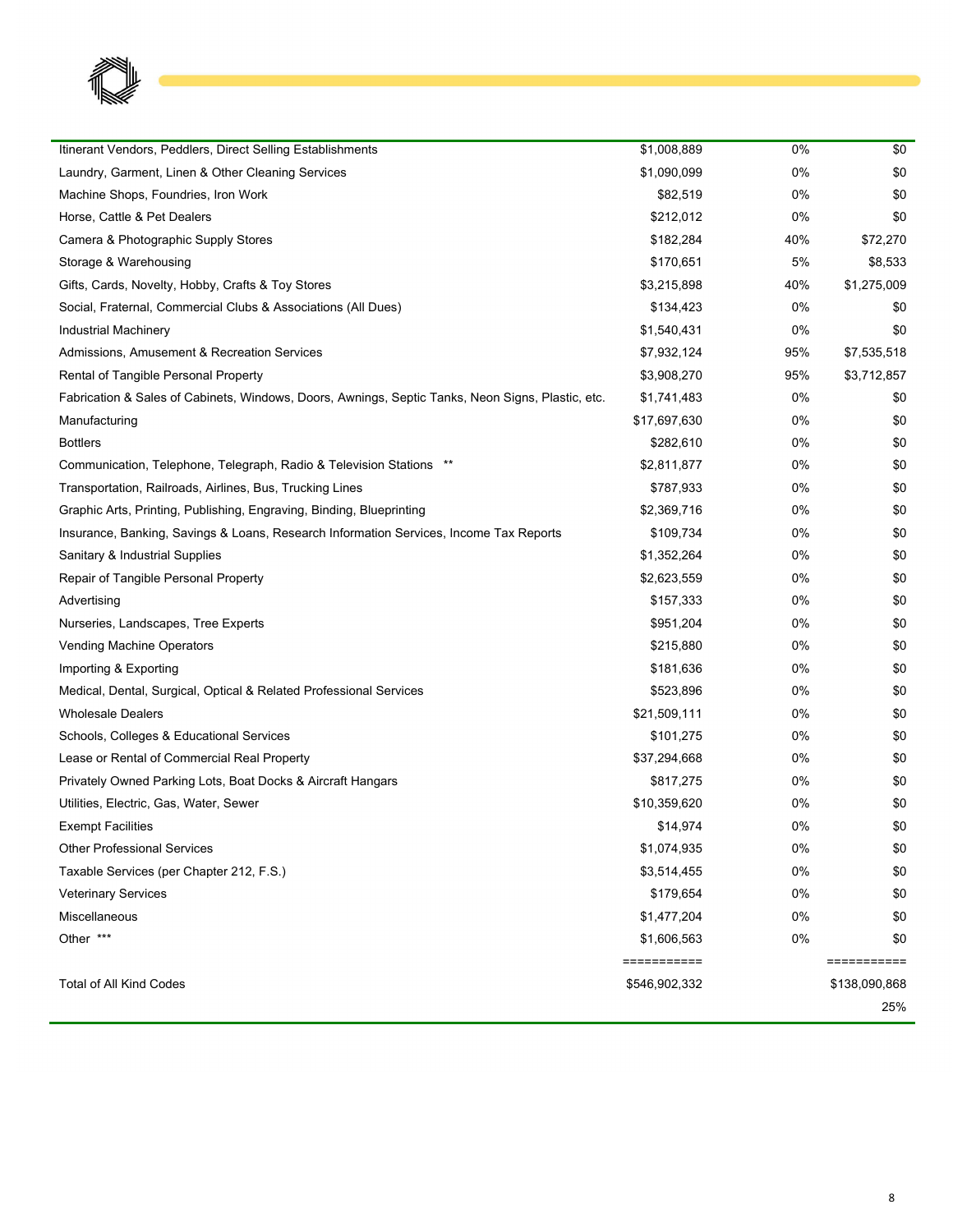| | | | |
|---|---|---|---|
| Itinerant Vendors, Peddlers, Direct Selling Establishments | $1,008,889 | 0% | $0 |
| Laundry, Garment, Linen & Other Cleaning Services | $1,090,099 | 0% | $0 |
| Machine Shops, Foundries, Iron Work | $82,519 | 0% | $0 |
| Horse, Cattle & Pet Dealers | $212,012 | 0% | $0 |
| Camera & Photographic Supply Stores | $182,284 | 40% | $72,270 |
| Storage & Warehousing | $170,651 | 5% | $8,533 |
| Gifts, Cards, Novelty, Hobby, Crafts & Toy Stores | $3,215,898 | 40% | $1,275,009 |
| Social, Fraternal, Commercial Clubs & Associations (All Dues) | $134,423 | 0% | $0 |
| Industrial Machinery | $1,540,431 | 0% | $0 |
| Admissions, Amusement & Recreation Services | $7,932,124 | 95% | $7,535,518 |
| Rental of Tangible Personal Property | $3,908,270 | 95% | $3,712,857 |
| Fabrication & Sales of Cabinets, Windows, Doors, Awnings, Septic Tanks, Neon Signs, Plastic, etc. | $1,741,483 | 0% | $0 |
| Manufacturing | $17,697,630 | 0% | $0 |
| Bottlers | $282,610 | 0% | $0 |
| Communication, Telephone, Telegraph, Radio & Television Stations ** | $2,811,877 | 0% | $0 |
| Transportation, Railroads, Airlines, Bus, Trucking Lines | $787,933 | 0% | $0 |
| Graphic Arts, Printing, Publishing, Engraving, Binding, Blueprinting | $2,369,716 | 0% | $0 |
| Insurance, Banking, Savings & Loans, Research Information Services, Income Tax Reports | $109,734 | 0% | $0 |
| Sanitary & Industrial Supplies | $1,352,264 | 0% | $0 |
| Repair of Tangible Personal Property | $2,623,559 | 0% | $0 |
| Advertising | $157,333 | 0% | $0 |
| Nurseries, Landscapes, Tree Experts | $951,204 | 0% | $0 |
| Vending Machine Operators | $215,880 | 0% | $0 |
| Importing & Exporting | $181,636 | 0% | $0 |
| Medical, Dental, Surgical, Optical & Related Professional Services | $523,896 | 0% | $0 |
| Wholesale Dealers | $21,509,111 | 0% | $0 |
| Schools, Colleges & Educational Services | $101,275 | 0% | $0 |
| Lease or Rental of Commercial Real Property | $37,294,668 | 0% | $0 |
| Privately Owned Parking Lots, Boat Docks & Aircraft Hangars | $817,275 | 0% | $0 |
| Utilities, Electric, Gas, Water, Sewer | $10,359,620 | 0% | $0 |
| Exempt Facilities | $14,974 | 0% | $0 |
| Other Professional Services | $1,074,935 | 0% | $0 |
| Taxable Services (per Chapter 212, F.S.) | $3,514,455 | 0% | $0 |
| Veterinary Services | $179,654 | 0% | $0 |
| Miscellaneous | $1,477,204 | 0% | $0 |
| Other *** | $1,606,563 | 0% | $0 |
| | =========== | | =========== |
| Total of All Kind Codes | $546,902,332 | | $138,090,868 |
| | | | 25% |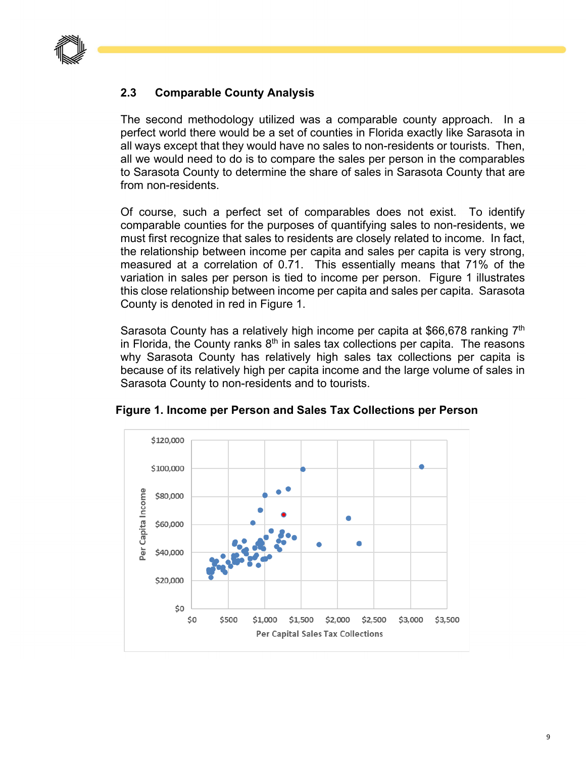## 2.3 Comparable County Analysis

The second methodology utilized was a comparable county approach. In a perfect world there would be a set of counties in Florida exactly like Sarasota in all ways except that they would have no sales to non-residents or tourists. Then, all we would need to do is to compare the sales per person in the comparables to Sarasota County to determine the share of sales in Sarasota County that are from non-residents.

Of course, such a perfect set of comparables does not exist. To identify comparable counties for the purposes of quantifying sales to non-residents, we must first recognize that sales to residents are closely related to income. In fact, the relationship between income per capita and sales per capita is very strong, measured at a correlation of 0.71. This essentially means that 71% of the variation in sales per person is tied to income per person. Figure 1 illustrates this close relationship between income per capita and sales per capita. Sarasota County is denoted in red in Figure 1.

Sarasota County has a relatively high income per capita at $66,678 ranking 7th in Florida, the County ranks 8th in sales tax collections per capita. The reasons why Sarasota County has relatively high sales tax collections per capita is because of its relatively high per capita income and the large volume of sales in Sarasota County to non-residents and to tourists.

**Figure 1. Income per Person and Sales Tax Collections per Person**

Per Capita Income: $0, $20,000, $40,000, $60,000, $80,000, $100,000, $120,000

Per Capital Sales Tax Collections: $0, $500, $1,000, $1,500, $2,000, $2,500, $3,000, $3,500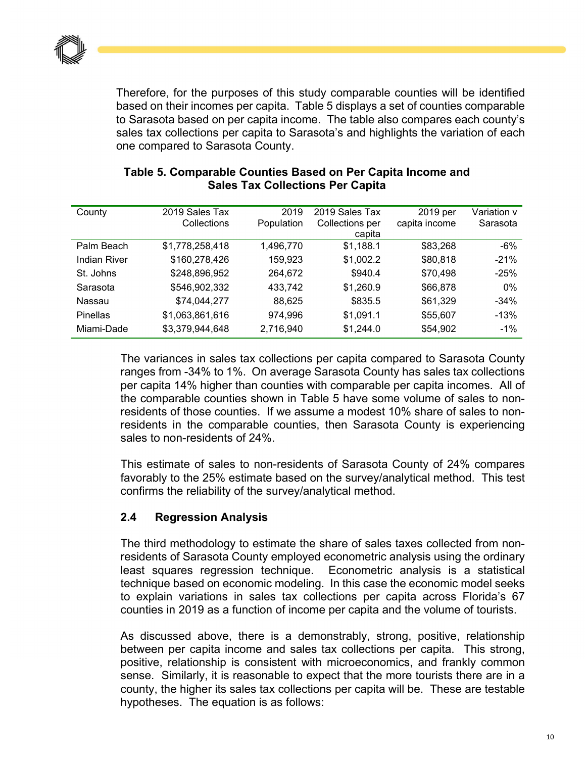Therefore, for the purposes of this study comparable counties will be identified based on their incomes per capita. Table 5 displays a set of counties comparable to Sarasota based on per capita income. The table also compares each county's sales tax collections per capita to Sarasota's and highlights the variation of each one compared to Sarasota County.

**Table 5. Comparable Counties Based on Per Capita Income and Sales Tax Collections Per Capita**

| County | 2019 Sales Tax Collections | 2019 Population | 2019 Sales Tax Collections per capita | 2019 per capita income | Variation v Sarasota |
|---|---|---|---|---|---|
| Palm Beach | $1,778,258,418 | 1,496,770 | $1,188.1 | $83,268 | -6% |
| Indian River | $160,278,426 | 159,923 | $1,002.2 | $80,818 | -21% |
| St. Johns | $248,896,952 | 264,672 | $940.4 | $70,498 | -25% |
| Sarasota | $546,902,332 | 433,742 | $1,260.9 | $66,878 | 0% |
| Nassau | $74,044,277 | 88,625 | $835.5 | $61,329 | -34% |
| Pinellas | $1,063,861,616 | 974,996 | $1,091.1 | $55,607 | -13% |
| Miami-Dade | $3,379,944,648 | 2,716,940 | $1,244.0 | $54,902 | -1% |

The variances in sales tax collections per capita compared to Sarasota County ranges from -34% to 1%. On average Sarasota County has sales tax collections per capita 14% higher than counties with comparable per capita incomes. All of the comparable counties shown in Table 5 have some volume of sales to non-residents of those counties. If we assume a modest 10% share of sales to non-residents in the comparable counties, then Sarasota County is experiencing sales to non-residents of 24%.

This estimate of sales to non-residents of Sarasota County of 24% compares favorably to the 25% estimate based on the survey/analytical method. This test confirms the reliability of the survey/analytical method.

### 2.4 Regression Analysis

The third methodology to estimate the share of sales taxes collected from non-residents of Sarasota County employed econometric analysis using the ordinary least squares regression technique. Econometric analysis is a statistical technique based on economic modeling. In this case the economic model seeks to explain variations in sales tax collections per capita across Florida's 67 counties in 2019 as a function of income per capita and the volume of tourists.

As discussed above, there is a demonstrably, strong, positive, relationship between per capita income and sales tax collections per capita. This strong, positive, relationship is consistent with microeconomics, and frankly common sense. Similarly, it is reasonable to expect that the more tourists there are in a county, the higher its sales tax collections per capita will be. These are testable hypotheses. The equation is as follows: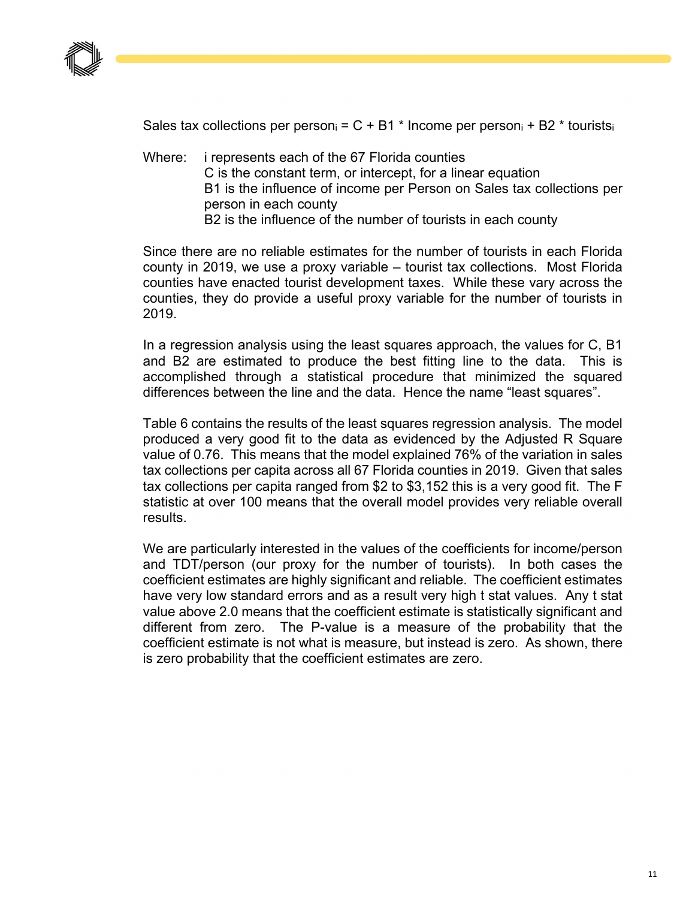$$\text{Sales tax collections per person}_i = C + B1 * \text{Income per person}_i + B2 * \text{tourists}_i$$

Where: $i$ represents each of the 67 Florida counties
C is the constant term, or intercept, for a linear equation
B1 is the influence of income per Person on Sales tax collections per person in each county
B2 is the influence of the number of tourists in each county

Since there are no reliable estimates for the number of tourists in each Florida county in 2019, we use a proxy variable – tourist tax collections. Most Florida counties have enacted tourist development taxes. While these vary across the counties, they do provide a useful proxy variable for the number of tourists in 2019.

In a regression analysis using the least squares approach, the values for C, B1 and B2 are estimated to produce the best fitting line to the data. This is accomplished through a statistical procedure that minimized the squared differences between the line and the data. Hence the name "least squares".

Table 6 contains the results of the least squares regression analysis. The model produced a very good fit to the data as evidenced by the Adjusted R Square value of 0.76. This means that the model explained 76% of the variation in sales tax collections per capita across all 67 Florida counties in 2019. Given that sales tax collections per capita ranged from $2 to $3,152 this is a very good fit. The F statistic at over 100 means that the overall model provides very reliable overall results.

We are particularly interested in the values of the coefficients for income/person and TDT/person (our proxy for the number of tourists). In both cases the coefficient estimates are highly significant and reliable. The coefficient estimates have very low standard errors and as a result very high t stat values. Any t stat value above 2.0 means that the coefficient estimate is statistically significant and different from zero. The P-value is a measure of the probability that the coefficient estimate is not what is measure, but instead is zero. As shown, there is zero probability that the coefficient estimates are zero.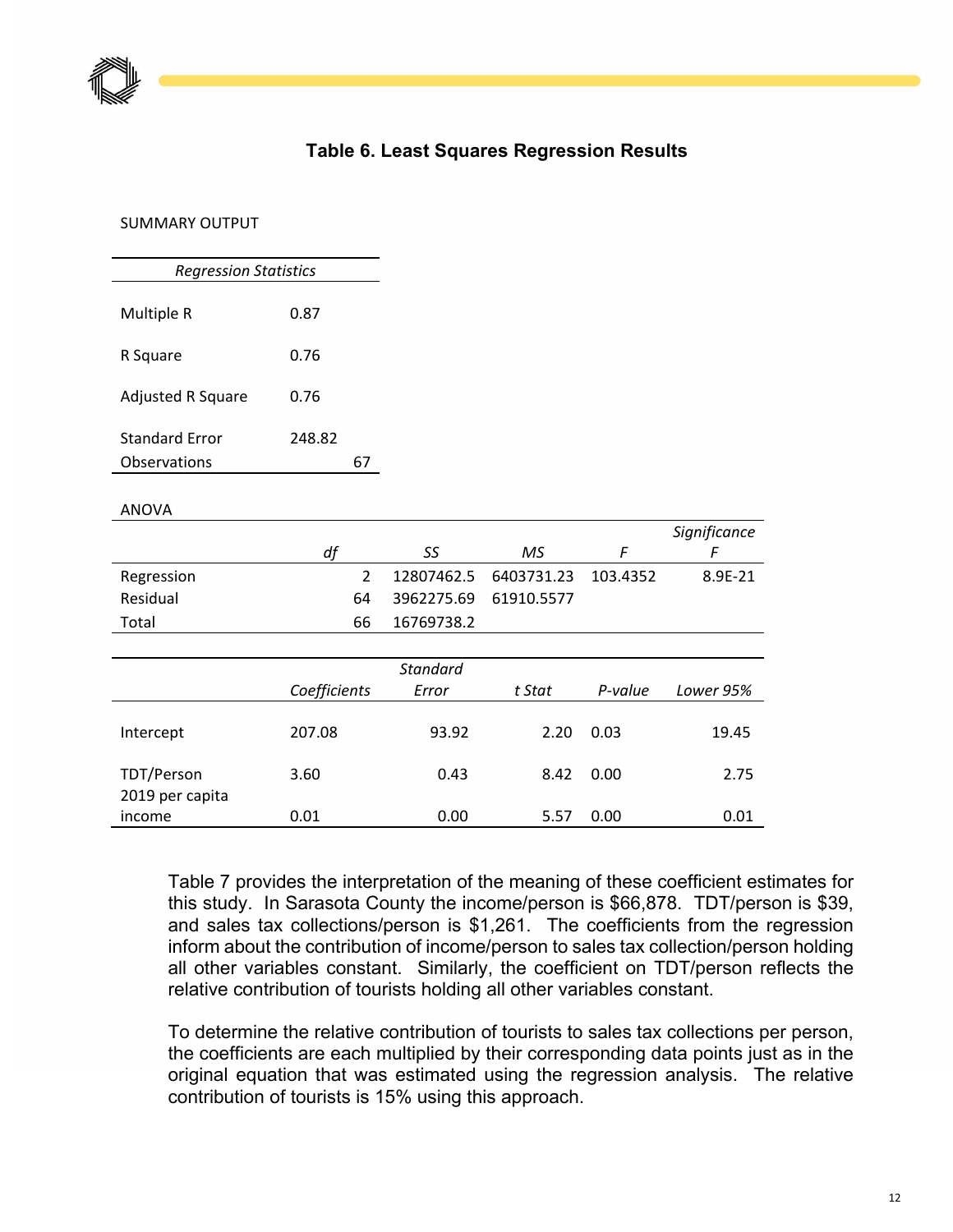## Table 6. Least Squares Regression Results

SUMMARY OUTPUT

| *Regression Statistics* | |
|---|---|
| Multiple R | 0.87 |
| R Square | 0.76 |
| Adjusted R Square | 0.76 |
| Standard Error | 248.82 |
| Observations | 67 |

ANOVA

| | *df* | *SS* | *MS* | *F* | *Significance F* |
|---|---|---|---|---|---|
| Regression | 2 | 12807462.5 | 6403731.23 | 103.4352 | 8.9E-21 |
| Residual | 64 | 3962275.69 | 61910.5577 | | |
| Total | 66 | 16769738.2 | | | |

| | *Coefficients* | *Standard Error* | *t Stat* | *P-value* | *Lower 95%* |
|---|---|---|---|---|---|
| Intercept | 207.08 | 93.92 | 2.20 | 0.03 | 19.45 |
| TDT/Person | 3.60 | 0.43 | 8.42 | 0.00 | 2.75 |
| 2019 per capita income | 0.01 | 0.00 | 5.57 | 0.00 | 0.01 |

Table 7 provides the interpretation of the meaning of these coefficient estimates for this study. In Sarasota County the income/person is $66,878. TDT/person is $39, and sales tax collections/person is $1,261. The coefficients from the regression inform about the contribution of income/person to sales tax collection/person holding all other variables constant. Similarly, the coefficient on TDT/person reflects the relative contribution of tourists holding all other variables constant.

To determine the relative contribution of tourists to sales tax collections per person, the coefficients are each multiplied by their corresponding data points just as in the original equation that was estimated using the regression analysis. The relative contribution of tourists is 15% using this approach.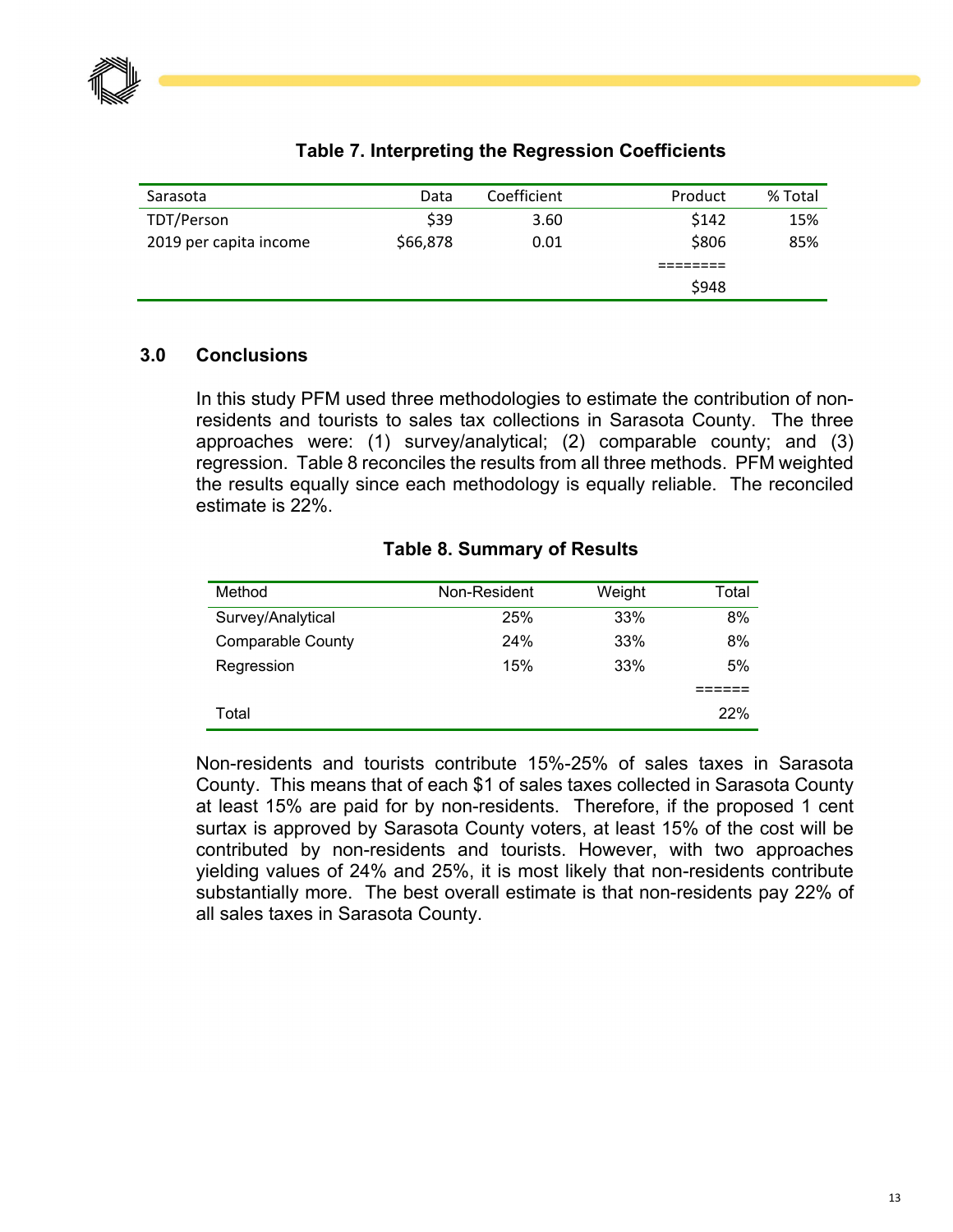**Table 7. Interpreting the Regression Coefficients**

| Sarasota | Data | Coefficient | Product | % Total |
|---|---|---|---|---|
| TDT/Person | $39 | 3.60 | $142 | 15% |
| 2019 per capita income | $66,878 | 0.01 | $806 | 85% |
| | | | ======== | |
| | | | $948 | |

## 3.0 Conclusions

In this study PFM used three methodologies to estimate the contribution of non-residents and tourists to sales tax collections in Sarasota County. The three approaches were: (1) survey/analytical; (2) comparable county; and (3) regression. Table 8 reconciles the results from all three methods. PFM weighted the results equally since each methodology is equally reliable. The reconciled estimate is 22%.

**Table 8. Summary of Results**

| Method | Non-Resident | Weight | Total |
|---|---|---|---|
| Survey/Analytical | 25% | 33% | 8% |
| Comparable County | 24% | 33% | 8% |
| Regression | 15% | 33% | 5% |
| | | | ====== |
| Total | | | 22% |

Non-residents and tourists contribute 15%-25% of sales taxes in Sarasota County. This means that of each $1 of sales taxes collected in Sarasota County at least 15% are paid for by non-residents. Therefore, if the proposed 1 cent surtax is approved by Sarasota County voters, at least 15% of the cost will be contributed by non-residents and tourists. However, with two approaches yielding values of 24% and 25%, it is most likely that non-residents contribute substantially more. The best overall estimate is that non-residents pay 22% of all sales taxes in Sarasota County.